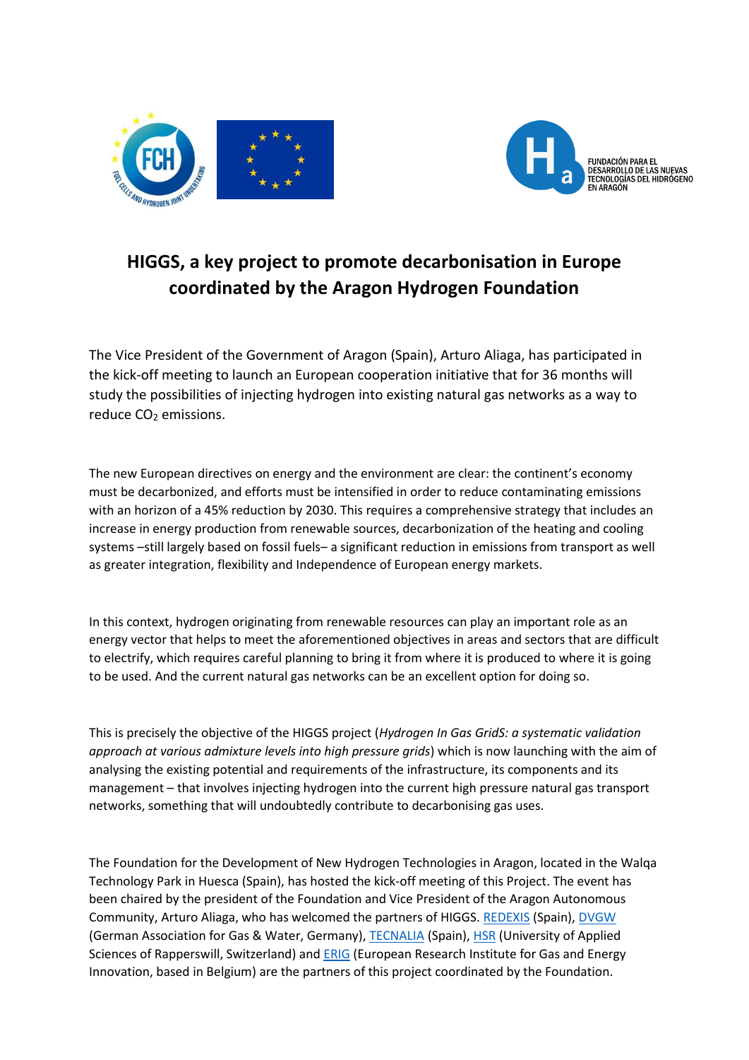# HIGGS, a key project to promote decarbonisation in Europe coordinated by the Aragon Hydrogen Foundation

The Vice President of the Government of Aragon (Spain), Arturo Aliaga, has participated in the kick-off meeting to launch an European cooperation initiative that for 36 months will study the possibilities of injecting hydrogen into existing natural gas networks as a way to reduce $CO_2$ emissions.

The new European directives on energy and the environment are clear: the continent's economy must be decarbonized, and efforts must be intensified in order to reduce contaminating emissions with an horizon of a 45% reduction by 2030. This requires a comprehensive strategy that includes an increase in energy production from renewable sources, decarbonization of the heating and cooling systems –still largely based on fossil fuels– a significant reduction in emissions from transport as well as greater integration, flexibility and Independence of European energy markets.

In this context, hydrogen originating from renewable resources can play an important role as an energy vector that helps to meet the aforementioned objectives in areas and sectors that are difficult to electrify, which requires careful planning to bring it from where it is produced to where it is going to be used. And the current natural gas networks can be an excellent option for doing so.

This is precisely the objective of the HIGGS project (*Hydrogen In Gas GridS: a systematic validation approach at various admixture levels into high pressure grids*) which is now launching with the aim of analysing the existing potential and requirements of the infrastructure, its components and its management – that involves injecting hydrogen into the current high pressure natural gas transport networks, something that will undoubtedly contribute to decarbonising gas uses.

The Foundation for the Development of New Hydrogen Technologies in Aragon, located in the Walqa Technology Park in Huesca (Spain), has hosted the kick-off meeting of this Project. The event has been chaired by the president of the Foundation and Vice President of the Aragon Autonomous Community, Arturo Aliaga, who has welcomed the partners of HIGGS. REDEXIS (Spain), DVGW (German Association for Gas & Water, Germany), TECNALIA (Spain), HSR (University of Applied Sciences of Rapperswill, Switzerland) and ERIG (European Research Institute for Gas and Energy Innovation, based in Belgium) are the partners of this project coordinated by the Foundation.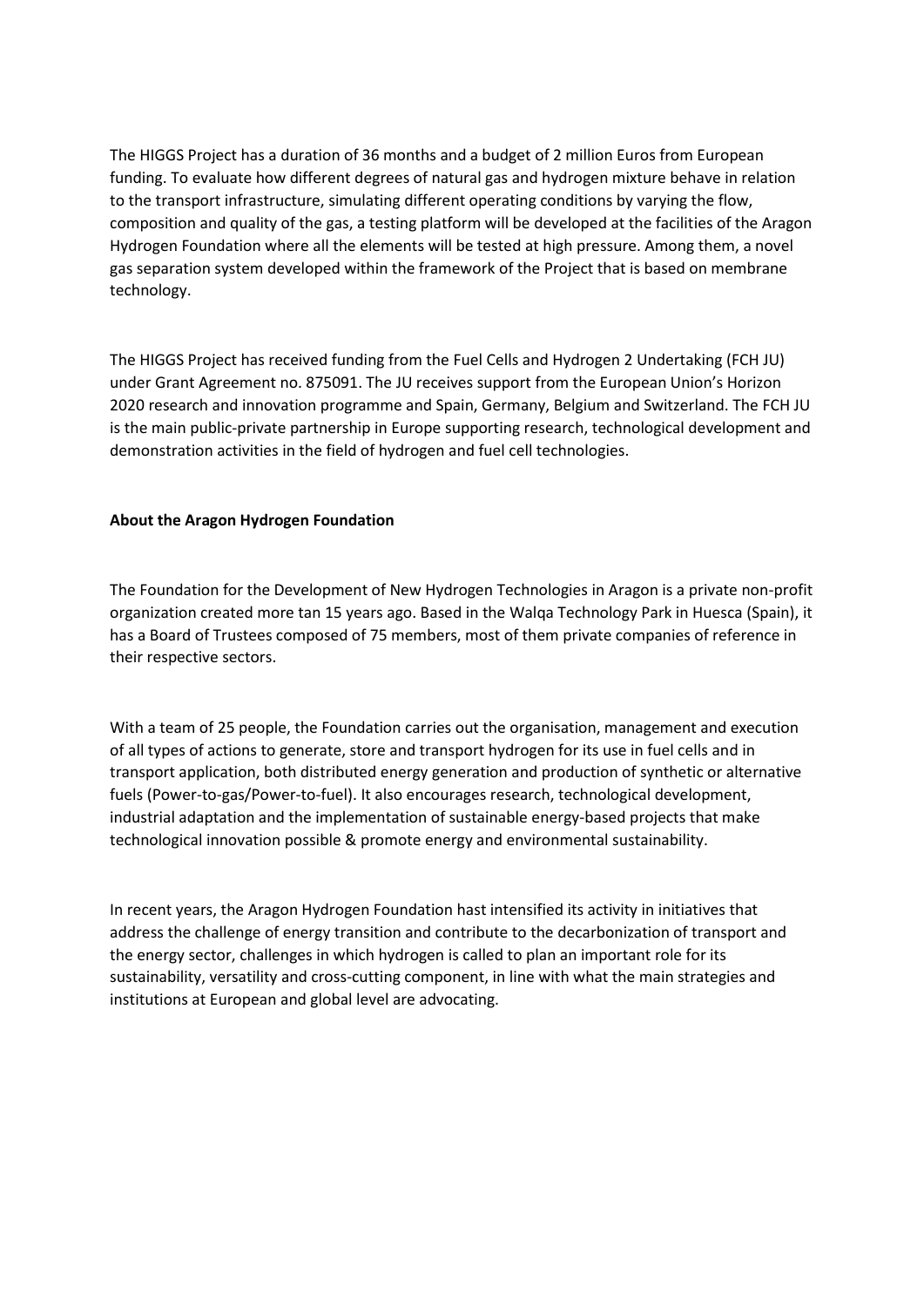The HIGGS Project has a duration of 36 months and a budget of 2 million Euros from European funding. To evaluate how different degrees of natural gas and hydrogen mixture behave in relation to the transport infrastructure, simulating different operating conditions by varying the flow, composition and quality of the gas, a testing platform will be developed at the facilities of the Aragon Hydrogen Foundation where all the elements will be tested at high pressure. Among them, a novel gas separation system developed within the framework of the Project that is based on membrane technology.

The HIGGS Project has received funding from the Fuel Cells and Hydrogen 2 Undertaking (FCH JU) under Grant Agreement no. 875091. The JU receives support from the European Union's Horizon 2020 research and innovation programme and Spain, Germany, Belgium and Switzerland. The FCH JU is the main public-private partnership in Europe supporting research, technological development and demonstration activities in the field of hydrogen and fuel cell technologies.

**About the Aragon Hydrogen Foundation**

The Foundation for the Development of New Hydrogen Technologies in Aragon is a private non-profit organization created more tan 15 years ago. Based in the Walqa Technology Park in Huesca (Spain), it has a Board of Trustees composed of 75 members, most of them private companies of reference in their respective sectors.

With a team of 25 people, the Foundation carries out the organisation, management and execution of all types of actions to generate, store and transport hydrogen for its use in fuel cells and in transport application, both distributed energy generation and production of synthetic or alternative fuels (Power-to-gas/Power-to-fuel). It also encourages research, technological development, industrial adaptation and the implementation of sustainable energy-based projects that make technological innovation possible & promote energy and environmental sustainability.

In recent years, the Aragon Hydrogen Foundation hast intensified its activity in initiatives that address the challenge of energy transition and contribute to the decarbonization of transport and the energy sector, challenges in which hydrogen is called to plan an important role for its sustainability, versatility and cross-cutting component, in line with what the main strategies and institutions at European and global level are advocating.